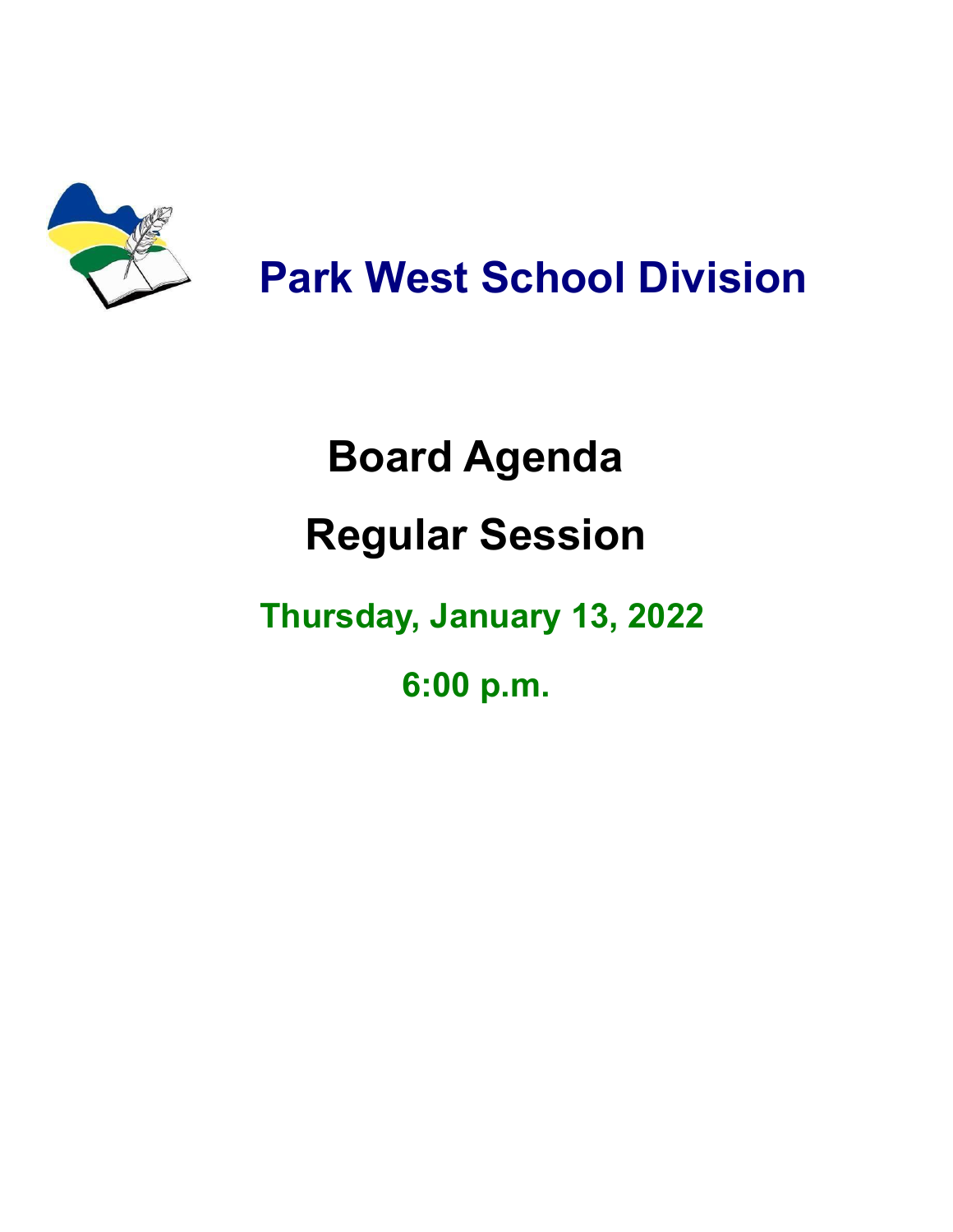# Park West School Division

## Board Agenda

## Regular Session

**Thursday, January 13, 2022**

**6:00 p.m.**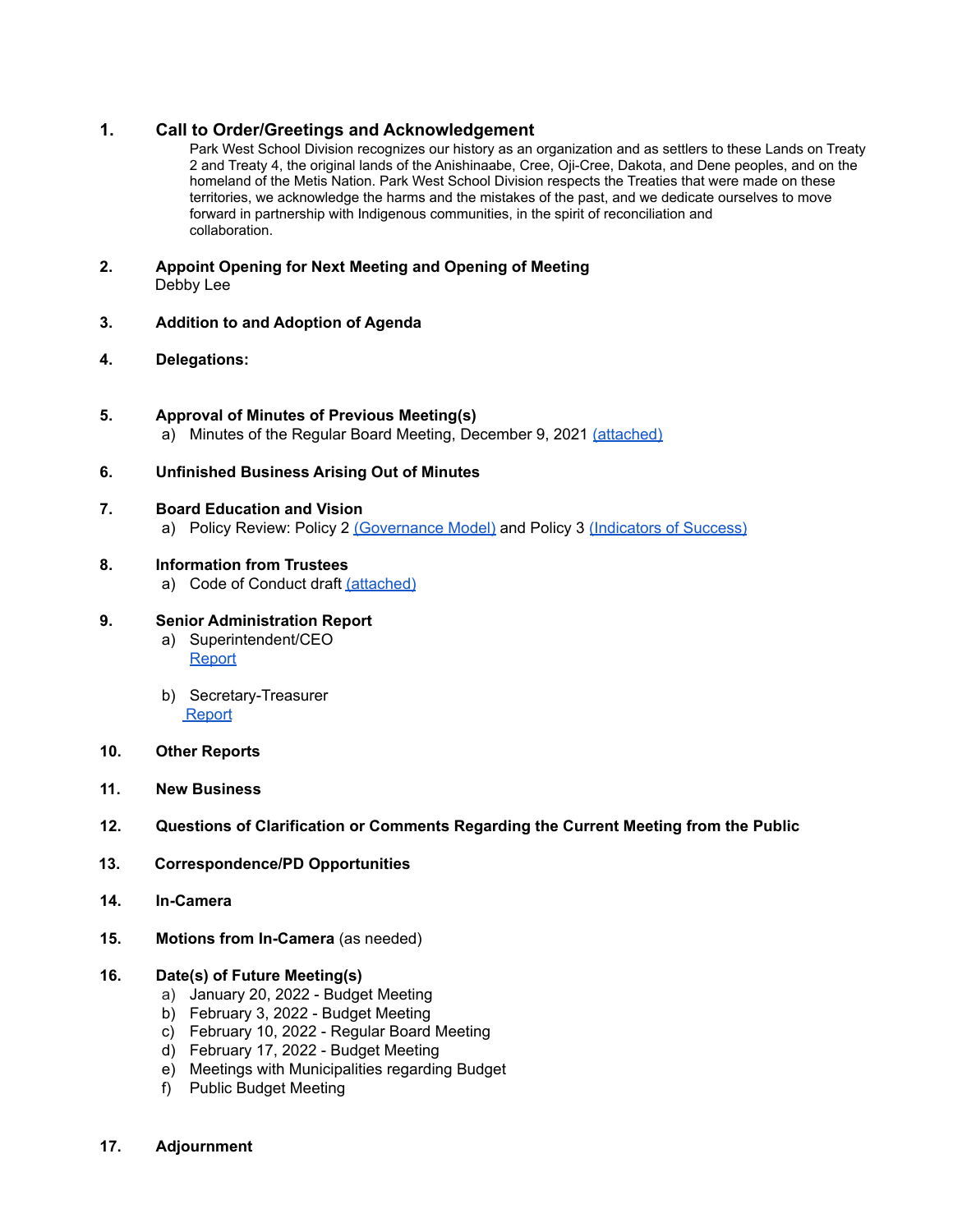1. **Call to Order/Greetings and Acknowledgement**

   Park West School Division recognizes our history as an organization and as settlers to these Lands on Treaty 2 and Treaty 4, the original lands of the Anishinaabe, Cree, Oji-Cree, Dakota, and Dene peoples, and on the homeland of the Metis Nation. Park West School Division respects the Treaties that were made on these territories, we acknowledge the harms and the mistakes of the past, and we dedicate ourselves to move forward in partnership with Indigenous communities, in the spirit of reconciliation and collaboration.

2. **Appoint Opening for Next Meeting and Opening of Meeting**

   Debby Lee

3. **Addition to and Adoption of Agenda**

4. **Delegations:**

5. **Approval of Minutes of Previous Meeting(s)**
   a) Minutes of the Regular Board Meeting, December 9, 2021 (attached)

6. **Unfinished Business Arising Out of Minutes**

7. **Board Education and Vision**
   a) Policy Review: Policy 2 (Governance Model) and Policy 3 (Indicators of Success)

8. **Information from Trustees**
   a) Code of Conduct draft (attached)

9. **Senior Administration Report**
   a) Superintendent/CEO
      Report

   b) Secretary-Treasurer
      Report

10. **Other Reports**

11. **New Business**

12. **Questions of Clarification or Comments Regarding the Current Meeting from the Public**

13. **Correspondence/PD Opportunities**

14. **In-Camera**

15. **Motions from In-Camera** (as needed)

16. **Date(s) of Future Meeting(s)**
    a) January 20, 2022 - Budget Meeting
    b) February 3, 2022 - Budget Meeting
    c) February 10, 2022 - Regular Board Meeting
    d) February 17, 2022 - Budget Meeting
    e) Meetings with Municipalities regarding Budget
    f) Public Budget Meeting

17. **Adjournment**